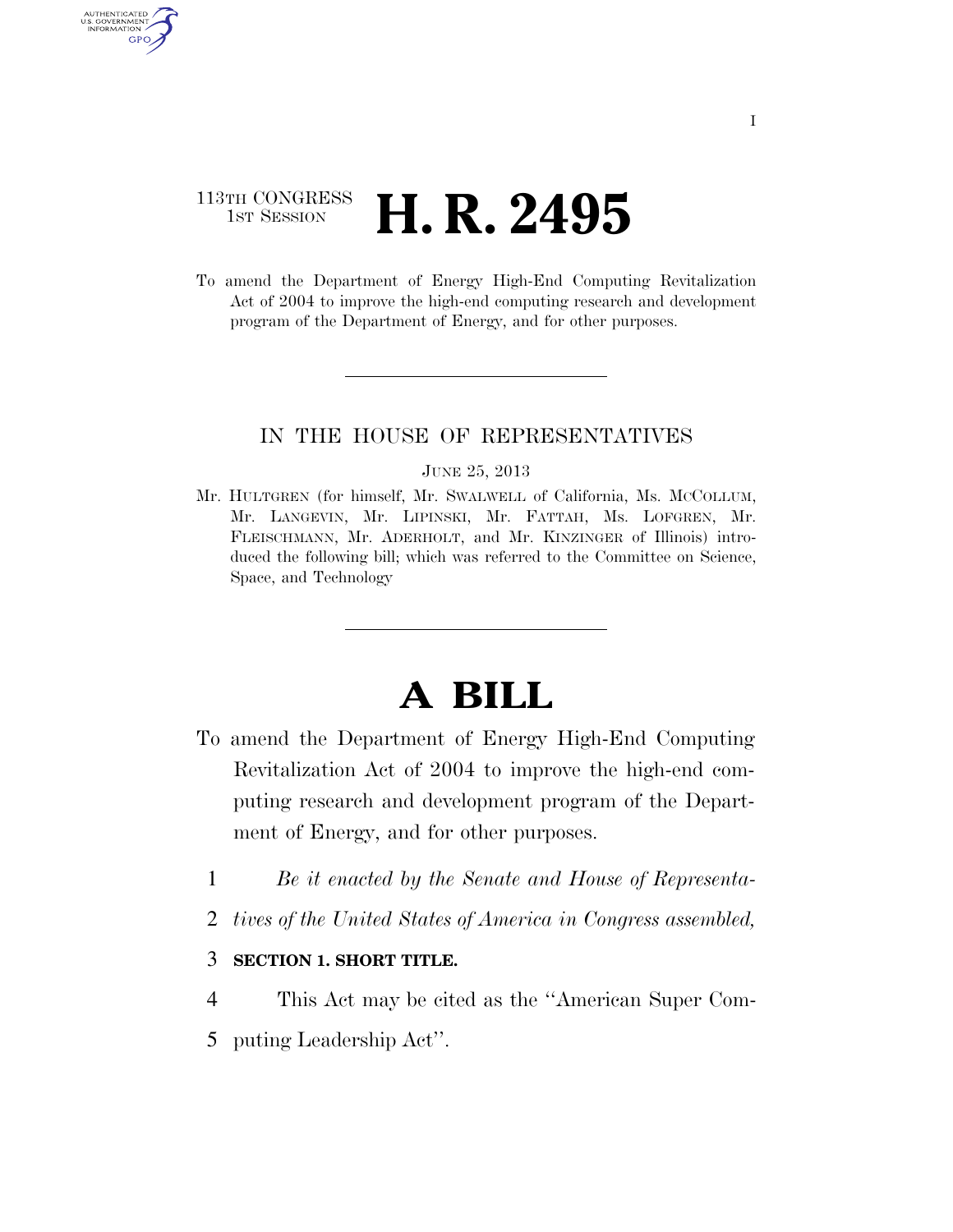113TH CONGRESS
1ST SESSION

# H. R. 2495

To amend the Department of Energy High-End Computing Revitalization Act of 2004 to improve the high-end computing research and development program of the Department of Energy, and for other purposes.

---

IN THE HOUSE OF REPRESENTATIVES

JUNE 25, 2013

Mr. HULTGREN (for himself, Mr. SWALWELL of California, Ms. MCCOLLUM, Mr. LANGEVIN, Mr. LIPINSKI, Mr. FATTAH, Ms. LOFGREN, Mr. FLEISCHMANN, Mr. ADERHOLT, and Mr. KINZINGER of Illinois) introduced the following bill; which was referred to the Committee on Science, Space, and Technology

---

# A BILL

To amend the Department of Energy High-End Computing Revitalization Act of 2004 to improve the high-end computing research and development program of the Department of Energy, and for other purposes.

1 *Be it enacted by the Senate and House of Representa-*
2 *tives of the United States of America in Congress assembled,*

3 **SECTION 1. SHORT TITLE.**

4 This Act may be cited as the ''American Super Com-
5 puting Leadership Act''.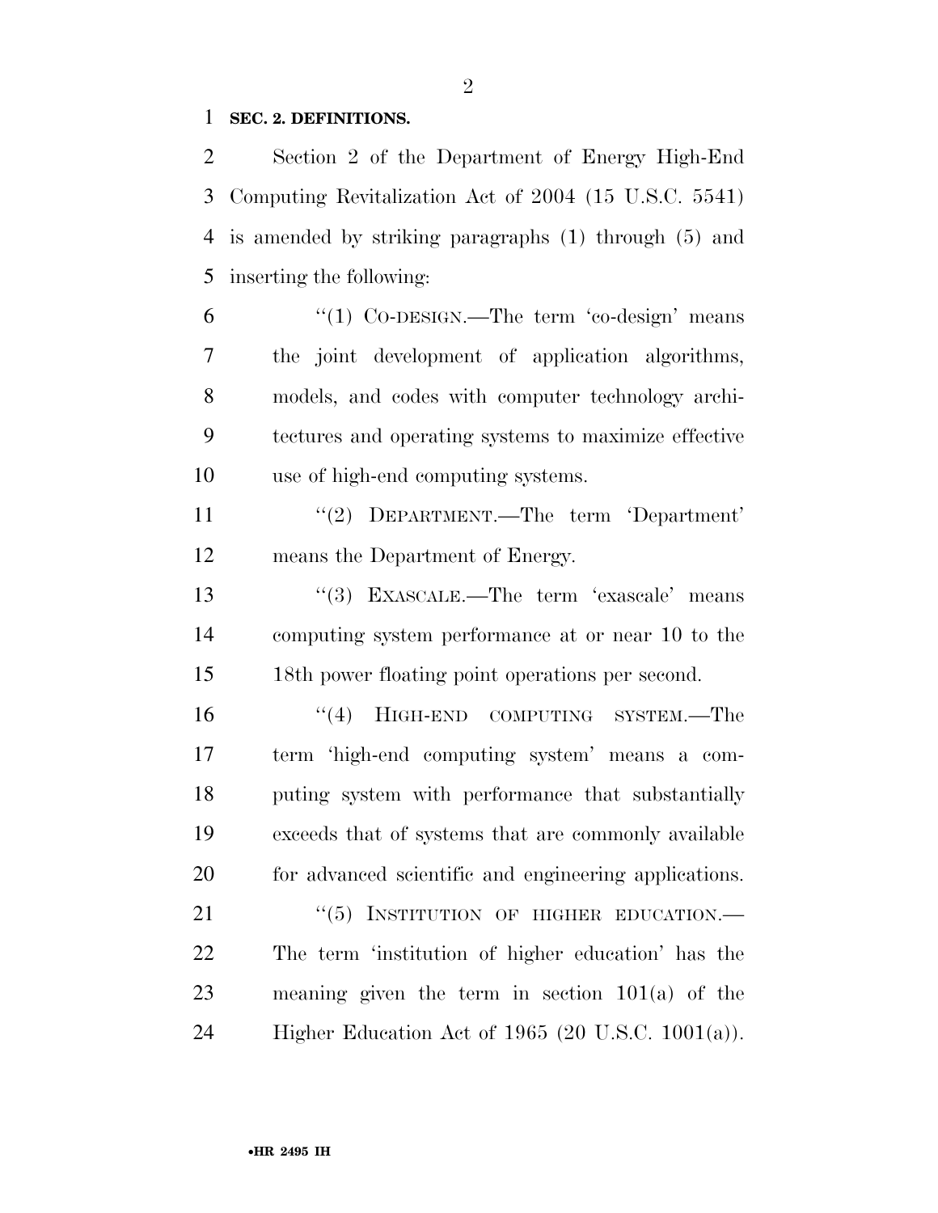**SEC. 2. DEFINITIONS.**

Section 2 of the Department of Energy High-End Computing Revitalization Act of 2004 (15 U.S.C. 5541) is amended by striking paragraphs (1) through (5) and inserting the following:

"(1) CO-DESIGN.—The term 'co-design' means the joint development of application algorithms, models, and codes with computer technology architectures and operating systems to maximize effective use of high-end computing systems.

"(2) DEPARTMENT.—The term 'Department' means the Department of Energy.

"(3) EXASCALE.—The term 'exascale' means computing system performance at or near 10 to the 18th power floating point operations per second.

"(4) HIGH-END COMPUTING SYSTEM.—The term 'high-end computing system' means a computing system with performance that substantially exceeds that of systems that are commonly available for advanced scientific and engineering applications.

"(5) INSTITUTION OF HIGHER EDUCATION.—The term 'institution of higher education' has the meaning given the term in section 101(a) of the Higher Education Act of 1965 (20 U.S.C. 1001(a)).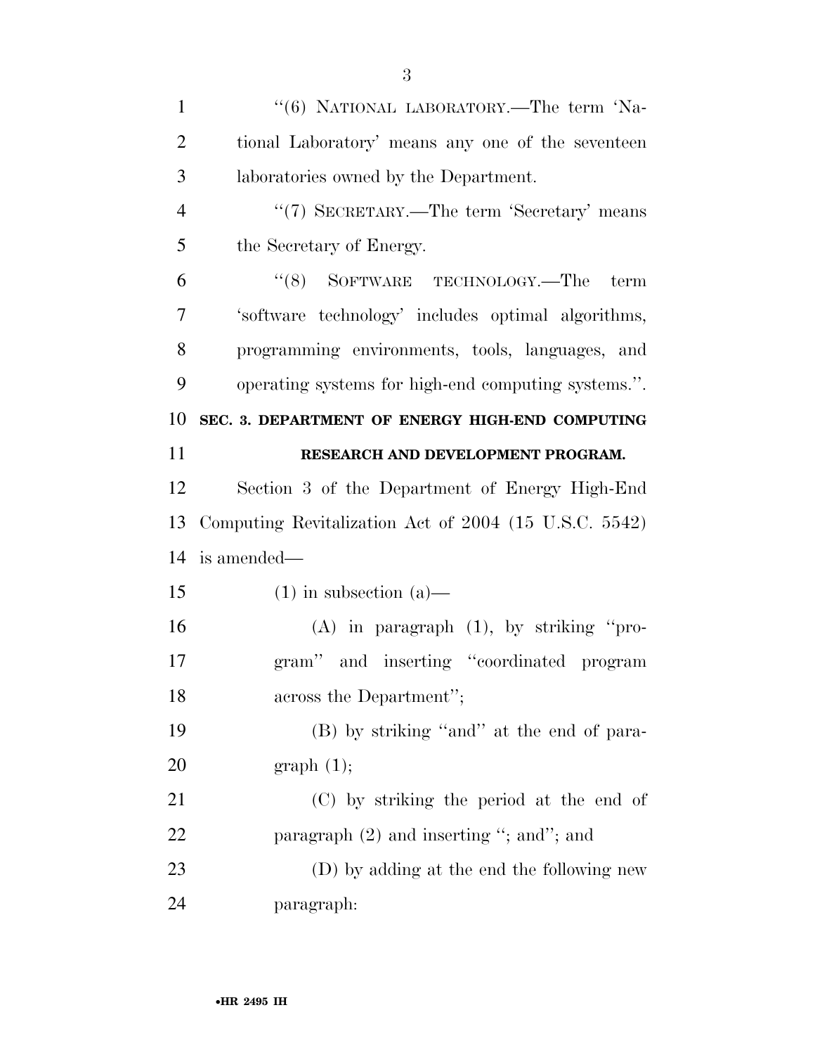"(6) NATIONAL LABORATORY.—The term 'National Laboratory' means any one of the seventeen laboratories owned by the Department.

"(7) SECRETARY.—The term 'Secretary' means the Secretary of Energy.

"(8) SOFTWARE TECHNOLOGY.—The term 'software technology' includes optimal algorithms, programming environments, tools, languages, and operating systems for high-end computing systems.".

**SEC. 3. DEPARTMENT OF ENERGY HIGH-END COMPUTING RESEARCH AND DEVELOPMENT PROGRAM.**

Section 3 of the Department of Energy High-End Computing Revitalization Act of 2004 (15 U.S.C. 5542) is amended—

(1) in subsection (a)—

(A) in paragraph (1), by striking "program" and inserting "coordinated program across the Department";

(B) by striking "and" at the end of paragraph (1);

(C) by striking the period at the end of paragraph (2) and inserting "; and"; and

(D) by adding at the end the following new paragraph: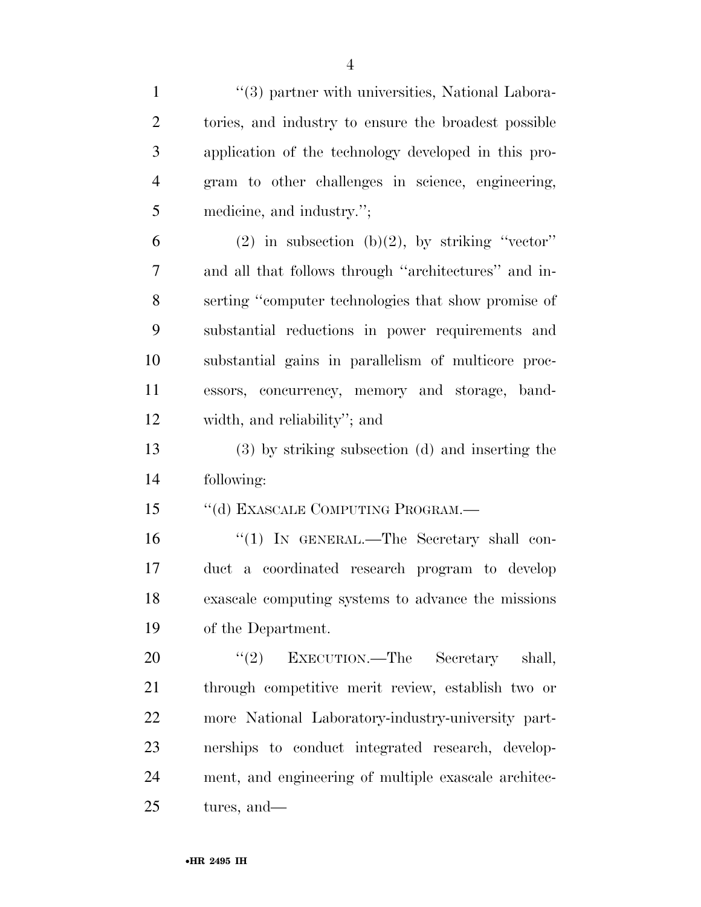"(3) partner with universities, National Laboratories, and industry to ensure the broadest possible application of the technology developed in this program to other challenges in science, engineering, medicine, and industry.";

(2) in subsection (b)(2), by striking "vector" and all that follows through "architectures" and inserting "computer technologies that show promise of substantial reductions in power requirements and substantial gains in parallelism of multicore processors, concurrency, memory and storage, bandwidth, and reliability"; and

(3) by striking subsection (d) and inserting the following:

"(d) EXASCALE COMPUTING PROGRAM.—

"(1) IN GENERAL.—The Secretary shall conduct a coordinated research program to develop exascale computing systems to advance the missions of the Department.

"(2) EXECUTION.—The Secretary shall, through competitive merit review, establish two or more National Laboratory-industry-university partnerships to conduct integrated research, development, and engineering of multiple exascale architectures, and—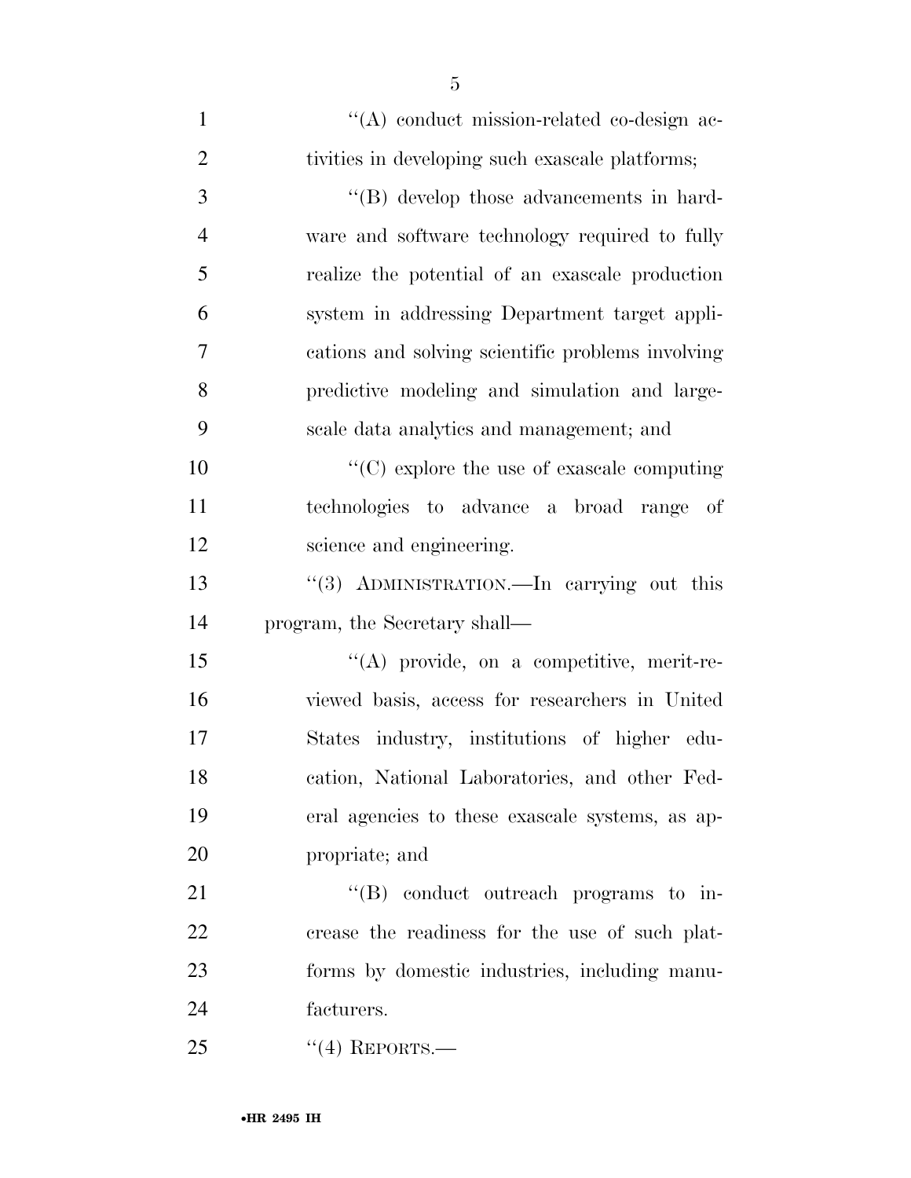"(A) conduct mission-related co-design activities in developing such exascale platforms;

"(B) develop those advancements in hardware and software technology required to fully realize the potential of an exascale production system in addressing Department target applications and solving scientific problems involving predictive modeling and simulation and large-scale data analytics and management; and

"(C) explore the use of exascale computing technologies to advance a broad range of science and engineering.

"(3) ADMINISTRATION.—In carrying out this program, the Secretary shall—

"(A) provide, on a competitive, merit-reviewed basis, access for researchers in United States industry, institutions of higher education, National Laboratories, and other Federal agencies to these exascale systems, as appropriate; and

"(B) conduct outreach programs to increase the readiness for the use of such platforms by domestic industries, including manufacturers.

"(4) REPORTS.—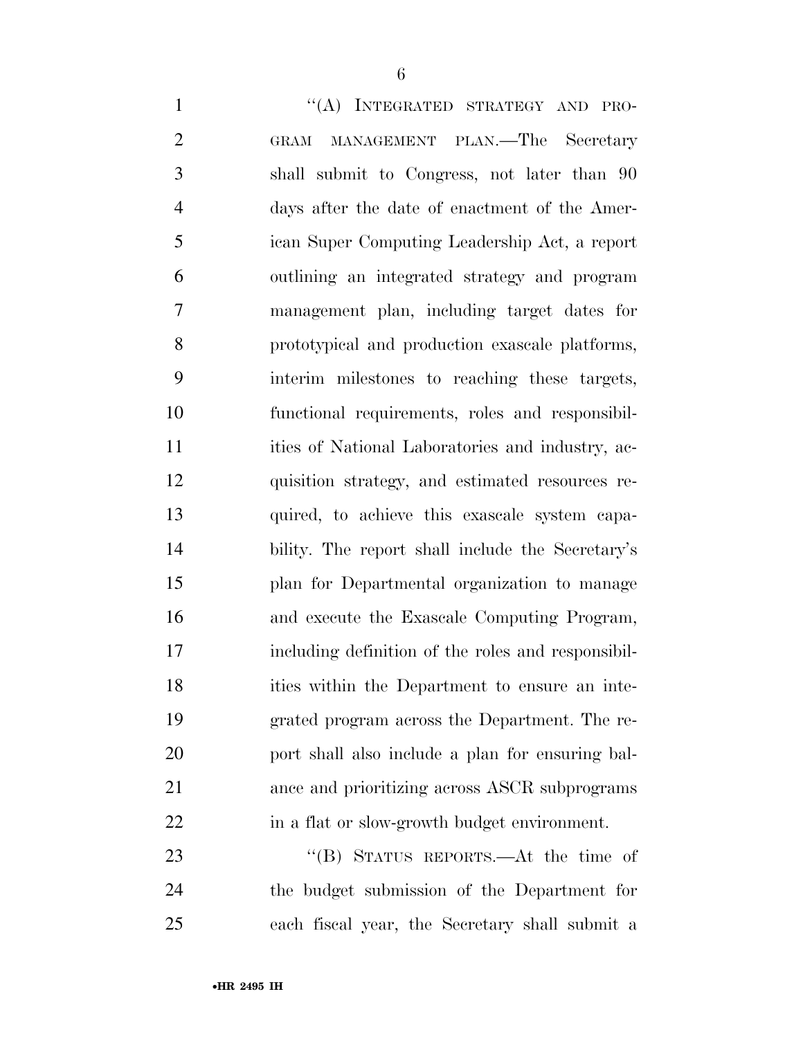"(A) INTEGRATED STRATEGY AND PROGRAM MANAGEMENT PLAN.—The Secretary shall submit to Congress, not later than 90 days after the date of enactment of the American Super Computing Leadership Act, a report outlining an integrated strategy and program management plan, including target dates for prototypical and production exascale platforms, interim milestones to reaching these targets, functional requirements, roles and responsibilities of National Laboratories and industry, acquisition strategy, and estimated resources required, to achieve this exascale system capability. The report shall include the Secretary's plan for Departmental organization to manage and execute the Exascale Computing Program, including definition of the roles and responsibilities within the Department to ensure an integrated program across the Department. The report shall also include a plan for ensuring balance and prioritizing across ASCR subprograms in a flat or slow-growth budget environment.

"(B) STATUS REPORTS.—At the time of the budget submission of the Department for each fiscal year, the Secretary shall submit a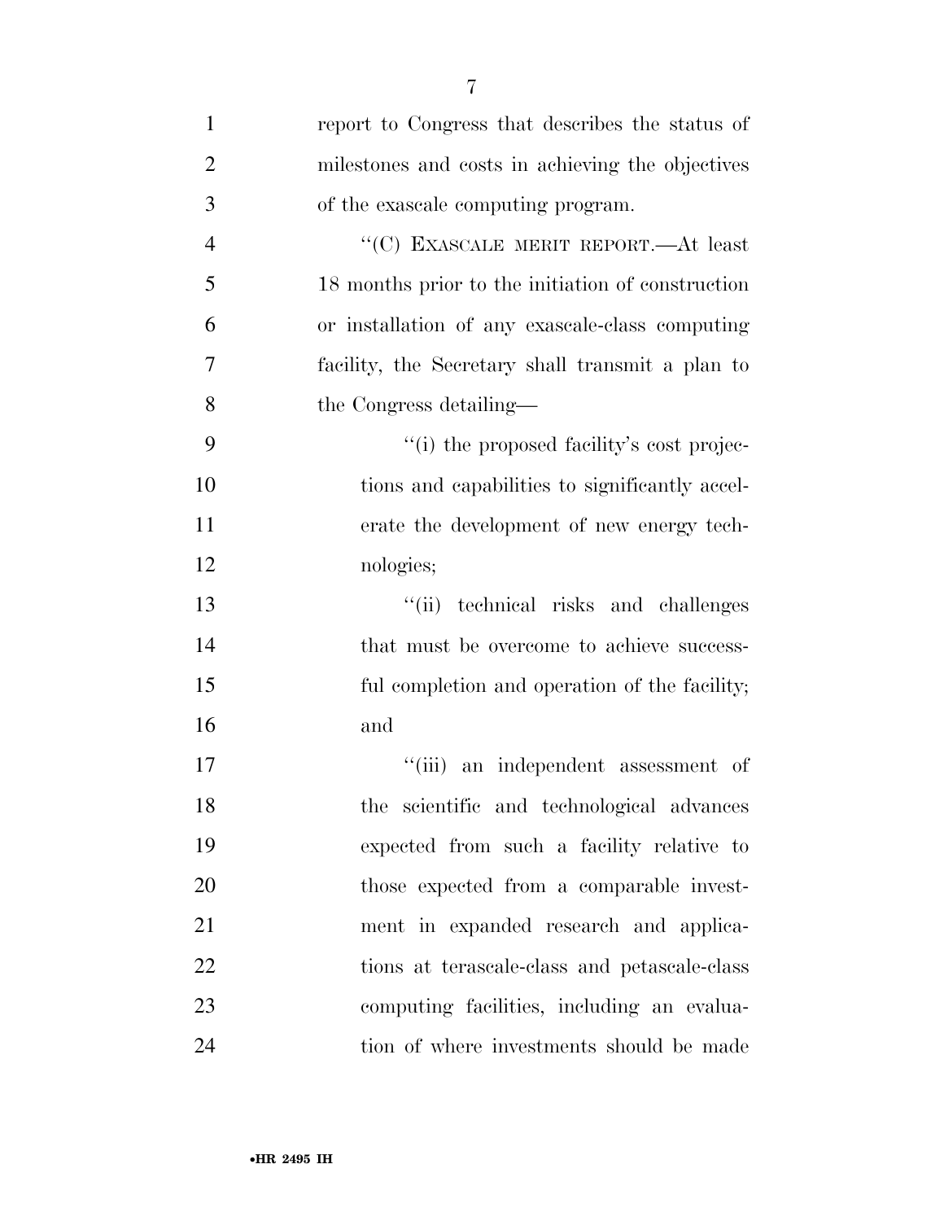report to Congress that describes the status of milestones and costs in achieving the objectives of the exascale computing program.

"(C) EXASCALE MERIT REPORT.—At least 18 months prior to the initiation of construction or installation of any exascale-class computing facility, the Secretary shall transmit a plan to the Congress detailing—

"(i) the proposed facility's cost projections and capabilities to significantly accelerate the development of new energy technologies;

"(ii) technical risks and challenges that must be overcome to achieve successful completion and operation of the facility; and

"(iii) an independent assessment of the scientific and technological advances expected from such a facility relative to those expected from a comparable investment in expanded research and applications at terascale-class and petascale-class computing facilities, including an evaluation of where investments should be made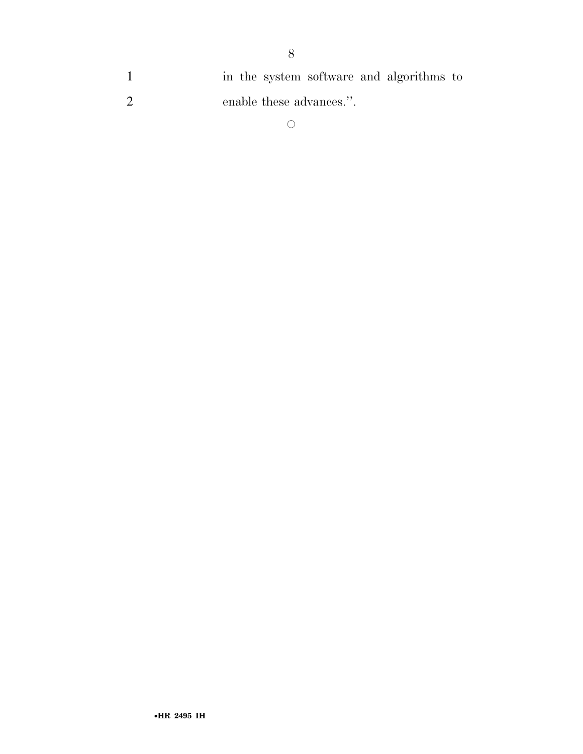in the system software and algorithms to enable these advances.''.

○